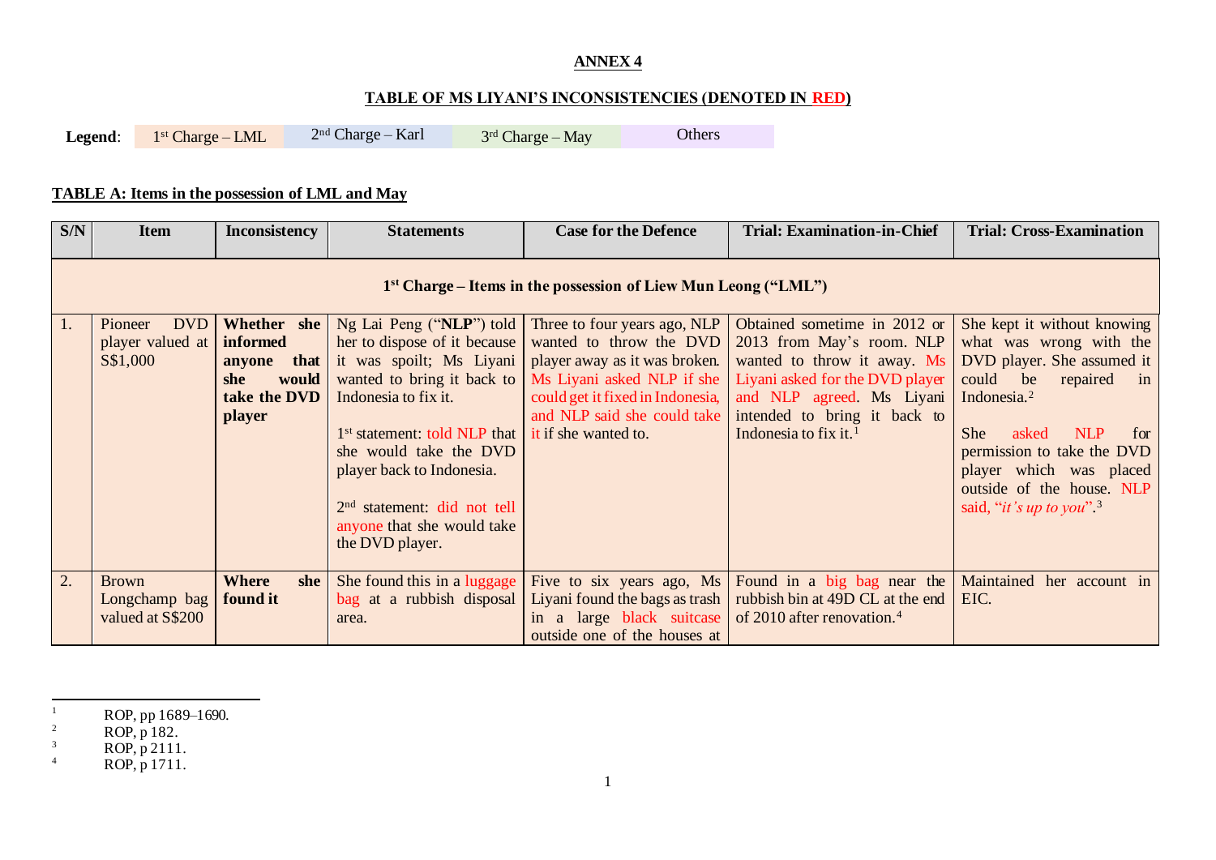**ANNEX 4**

**TABLE OF MS LIYANI'S INCONSISTENCIES (DENOTED IN RED)**

**Legend**: 1st Charge – LML | 2nd Charge – Karl | 3rd Charge – May | Others

**TABLE A: Items in the possession of LML and May**

| S/N | Item | Inconsistency | Statements | Case for the Defence | Trial: Examination-in-Chief | Trial: Cross-Examination |
|---|---|---|---|---|---|---|
| **1st Charge – Items in the possession of Liew Mun Leong ("LML")** | | | | | | |
| 1. | Pioneer DVD player valued at S$1,000 | **Whether she informed anyone that she would take the DVD player** | Ng Lai Peng ("**NLP**") told her to dispose of it because it was spoilt; Ms Liyani wanted to bring it back to Indonesia to fix it.<br><br>1st statement: told NLP that she would take the DVD player back to Indonesia.<br><br>2nd statement: did not tell anyone that she would take the DVD player. | Three to four years ago, NLP wanted to throw the DVD player away as it was broken. Ms Liyani asked NLP if she could get it fixed in Indonesia, and NLP said she could take it if she wanted to. | Obtained sometime in 2012 or 2013 from May's room. NLP wanted to throw it away. Ms Liyani asked for the DVD player and NLP agreed. Ms Liyani intended to bring it back to Indonesia to fix it.[1] | She kept it without knowing what was wrong with the DVD player. She assumed it could be repaired in Indonesia.[2]<br><br>She asked NLP for permission to take the DVD player which was placed outside of the house. NLP said, "*it's up to you*".[3] |
| 2. | Brown Longchamp bag valued at S$200 | **Where she found it** | She found this in a luggage bag at a rubbish disposal area. | Five to six years ago, Ms Liyani found the bags as trash in a large black suitcase outside one of the houses at | Found in a big bag near the rubbish bin at 49D CL at the end of 2010 after renovation.[4] | Maintained her account in EIC. |

[1] ROP, pp 1689–1690.
[2] ROP, p 182.
[3] ROP, p 2111.
[4] ROP, p 1711.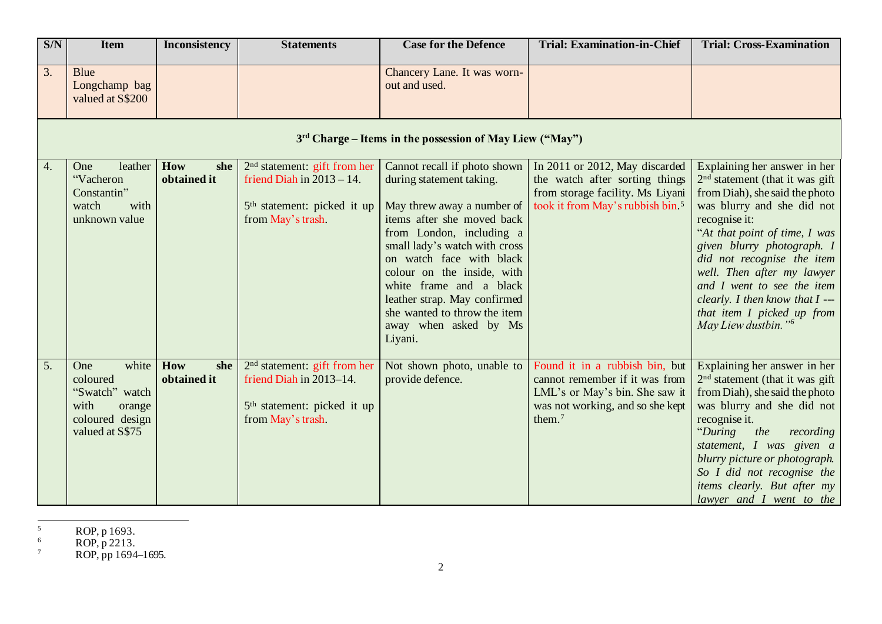| S/N | Item | Inconsistency | Statements | Case for the Defence | Trial: Examination-in-Chief | Trial: Cross-Examination |
|---|---|---|---|---|---|---|
| 3. | Blue Longchamp bag valued at S$200 | | | Chancery Lane. It was worn-out and used. | | |
| **3rd Charge – Items in the possession of May Liew ("May")** | | | | | | |
| 4. | One leather "Vacheron Constantin" watch with unknown value | **How she obtained it** | 2nd statement: gift from her friend Diah in 2013 – 14.<br><br>5th statement: picked it up from May's trash. | Cannot recall if photo shown during statement taking.<br><br>May threw away a number of items after she moved back from London, including a small lady's watch with cross on watch face with black colour on the inside, with white frame and a black leather strap. May confirmed she wanted to throw the item away when asked by Ms Liyani. | In 2011 or 2012, May discarded the watch after sorting things from storage facility. Ms Liyani took it from May's rubbish bin.[5] | Explaining her answer in her 2nd statement (that it was gift from Diah), she said the photo was blurry and she did not recognise it:<br>"*At that point of time, I was given blurry photograph. I did not recognise the item well. Then after my lawyer and I went to see the item clearly. I then know that I --- that item I picked up from May Liew dustbin.*"[6] |
| 5. | One white coloured "Swatch" watch with orange coloured design valued at S$75 | **How she obtained it** | 2nd statement: gift from her friend Diah in 2013–14.<br><br>5th statement: picked it up from May's trash. | Not shown photo, unable to provide defence. | Found it in a rubbish bin, but cannot remember if it was from LML's or May's bin. She saw it was not working, and so she kept them.[7] | Explaining her answer in her 2nd statement (that it was gift from Diah), she said the photo was blurry and she did not recognise it.<br>"*During the recording statement, I was given a blurry picture or photograph. So I did not recognise the items clearly. But after my lawyer and I went to the* |

[5] ROP, p 1693.
[6] ROP, p 2213.
[7] ROP, pp 1694–1695.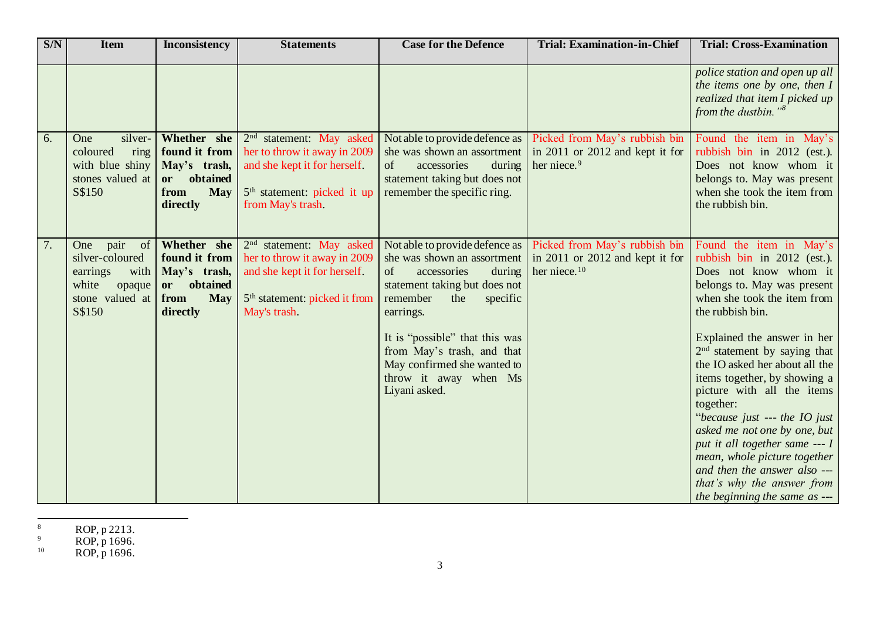| S/N | Item | Inconsistency | Statements | Case for the Defence | Trial: Examination-in-Chief | Trial: Cross-Examination |
|---|---|---|---|---|---|---|
| | | | | | | *police station and open up all the items one by one, then I realized that item I picked up from the dustbin."*[8] |
| 6. | One silver-coloured ring with blue shiny stones valued at S$150 | **Whether she found it from May's trash, or obtained from May directly** | 2nd statement: May asked her to throw it away in 2009 and she kept it for herself.<br><br>5th statement: picked it up from May's trash. | Not able to provide defence as she was shown an assortment of accessories during statement taking but does not remember the specific ring. | Picked from May's rubbish bin in 2011 or 2012 and kept it for her niece.[9] | Found the item in May's rubbish bin in 2012 (est.). Does not know whom it belongs to. May was present when she took the item from the rubbish bin. |
| 7. | One pair of silver-coloured earrings with white opaque stone valued at S$150 | **Whether she found it from May's trash, or obtained from May directly** | 2nd statement: May asked her to throw it away in 2009 and she kept it for herself.<br><br>5th statement: picked it from May's trash. | Not able to provide defence as she was shown an assortment of accessories during statement taking but does not remember the specific earrings.<br><br>It is "possible" that this was from May's trash, and that May confirmed she wanted to throw it away when Ms Liyani asked. | Picked from May's rubbish bin in 2011 or 2012 and kept it for her niece.[10] | Found the item in May's rubbish bin in 2012 (est.). Does not know whom it belongs to. May was present when she took the item from the rubbish bin.<br><br>Explained the answer in her 2nd statement by saying that the IO asked her about all the items together, by showing a picture with all the items together:<br>"*because just --- the IO just asked me not one by one, but put it all together same --- I mean, whole picture together and then the answer also --- that's why the answer from the beginning the same as ---* |

[8] ROP, p 2213.
[9] ROP, p 1696.
[10] ROP, p 1696.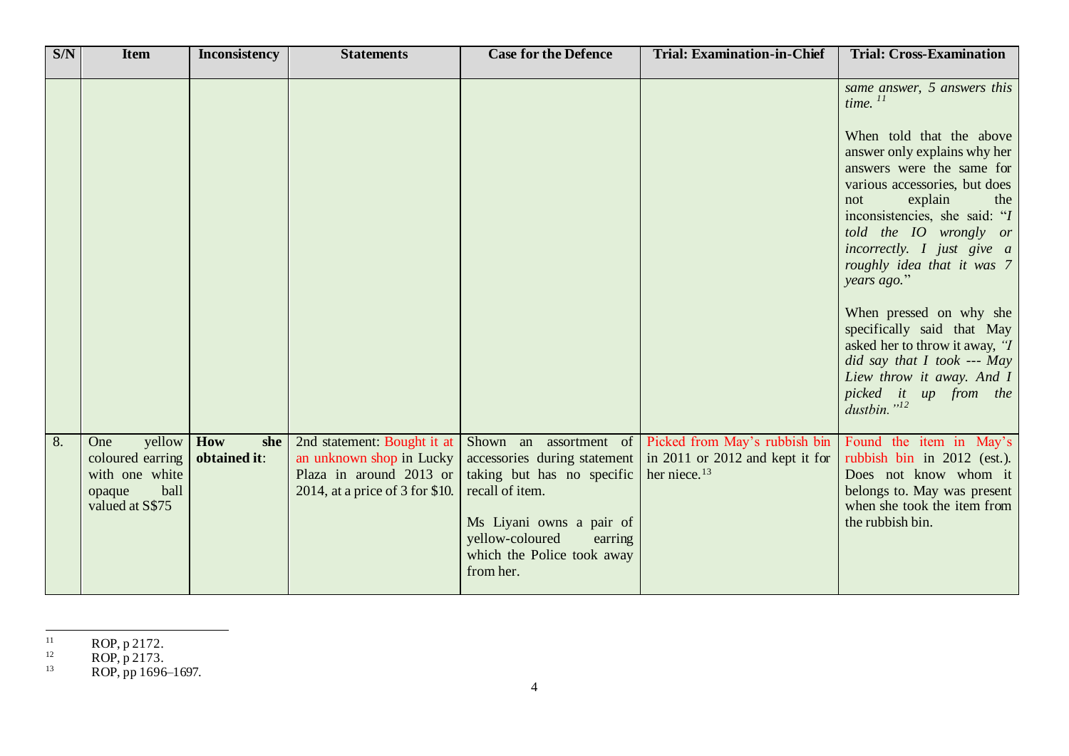| S/N | Item | Inconsistency | Statements | Case for the Defence | Trial: Examination-in-Chief | Trial: Cross-Examination |
|---|---|---|---|---|---|---|
| | | | | | | *same answer, 5 answers this time.* [11]<br><br>When told that the above answer only explains why her answers were the same for various accessories, but does not explain the inconsistencies, she said: "*I told the IO wrongly or incorrectly. I just give a roughly idea that it was 7 years ago.*"<br><br>When pressed on why she specifically said that May asked her to throw it away, *"I did say that I took --- May Liew throw it away. And I picked it up from the dustbin."*[12] |
| 8. | One yellow coloured earring with one white opaque ball valued at S$75 | **How she obtained it**: | 2nd statement: Bought it at an unknown shop in Lucky Plaza in around 2013 or 2014, at a price of 3 for $10. | Shown an assortment of accessories during statement taking but has no specific recall of item.<br><br>Ms Liyani owns a pair of yellow-coloured earring which the Police took away from her. | Picked from May's rubbish bin in 2011 or 2012 and kept it for her niece.[13] | Found the item in May's rubbish bin in 2012 (est.). Does not know whom it belongs to. May was present when she took the item from the rubbish bin. |

[11] ROP, p 2172.

[12] ROP, p 2173.

[13] ROP, pp 1696–1697.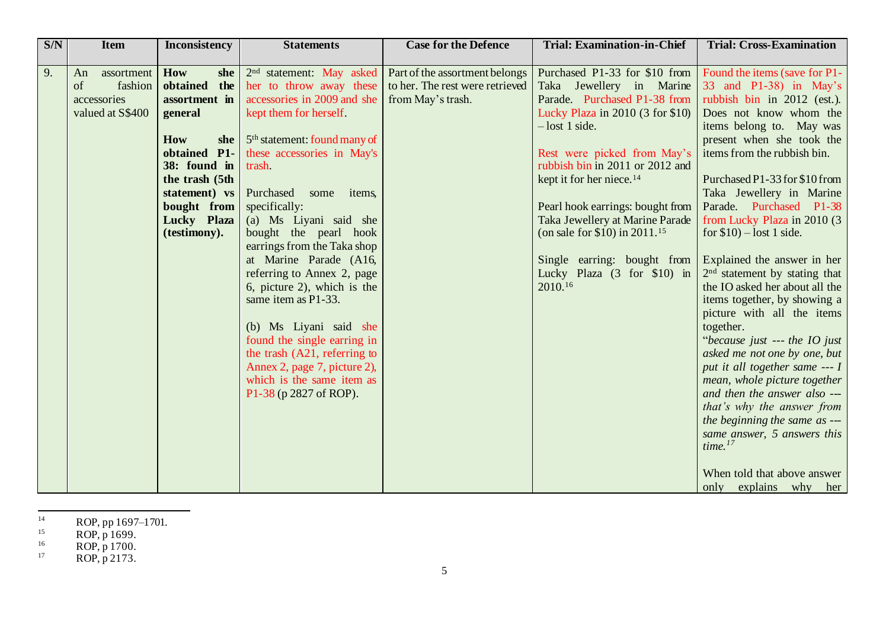| S/N | Item | Inconsistency | Statements | Case for the Defence | Trial: Examination-in-Chief | Trial: Cross-Examination |
|---|---|---|---|---|---|---|
| 9. | An assortment of fashion accessories valued at S$400 | **How she obtained the assortment in general**<br><br>**How she obtained P1-38: found in the trash (5th statement) vs bought from Lucky Plaza (testimony).** | 2nd statement: May asked her to throw away these accessories in 2009 and she kept them for herself.<br><br>5th statement: found many of these accessories in May's trash.<br><br>Purchased some items, specifically:<br>(a) Ms Liyani said she bought the pearl hook earrings from the Taka shop at Marine Parade (A16, referring to Annex 2, page 6, picture 2), which is the same item as P1-33.<br><br>(b) Ms Liyani said she found the single earring in the trash (A21, referring to Annex 2, page 7, picture 2), which is the same item as P1-38 (p 2827 of ROP). | Part of the assortment belongs to her. The rest were retrieved from May's trash. | Purchased P1-33 for $10 from Taka Jewellery in Marine Parade. Purchased P1-38 from Lucky Plaza in 2010 (3 for $10) – lost 1 side.<br><br>Rest were picked from May's rubbish bin in 2011 or 2012 and kept it for her niece.[14]<br><br>Pearl hook earrings: bought from Taka Jewellery at Marine Parade (on sale for $10) in 2011.[15]<br><br>Single earring: bought from Lucky Plaza (3 for $10) in 2010.[16] | Found the items (save for P1-33 and P1-38) in May's rubbish bin in 2012 (est.). Does not know whom the items belong to. May was present when she took the items from the rubbish bin.<br><br>Purchased P1-33 for $10 from Taka Jewellery in Marine Parade. Purchased P1-38 from Lucky Plaza in 2010 (3 for $10) – lost 1 side.<br><br>Explained the answer in her 2nd statement by stating that the IO asked her about all the items together, by showing a picture with all the items together.<br>"*because just --- the IO just asked me not one by one, but put it all together same --- I mean, whole picture together and then the answer also --- that's why the answer from the beginning the same as --- same answer, 5 answers this time.*[17]<br><br>When told that above answer only explains why her |

[14] ROP, pp 1697–1701.
[15] ROP, p 1699.
[16] ROP, p 1700.
[17] ROP, p 2173.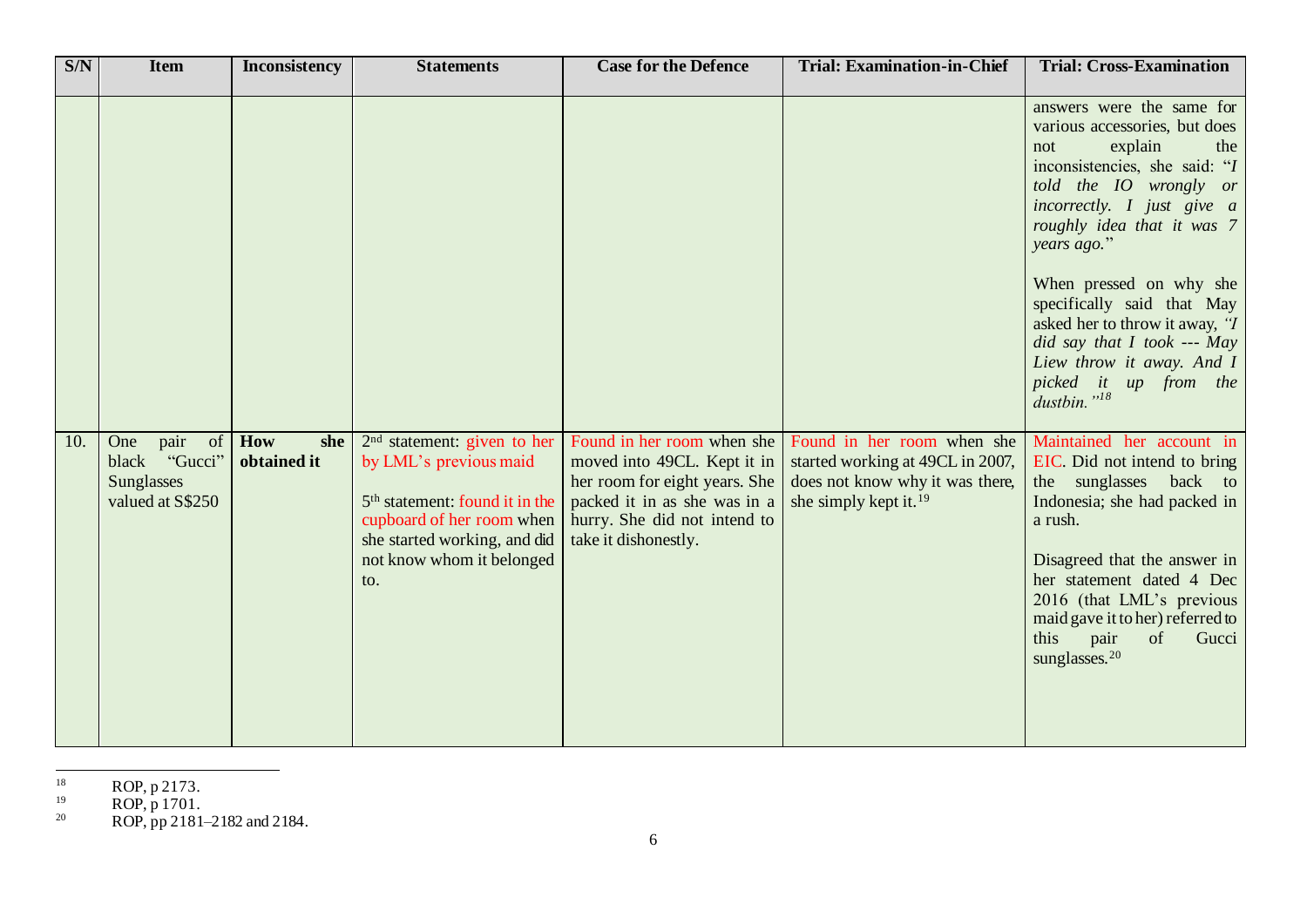| S/N | Item | Inconsistency | Statements | Case for the Defence | Trial: Examination-in-Chief | Trial: Cross-Examination |
|---|---|---|---|---|---|---|
| | | | | | | answers were the same for various accessories, but does not explain the inconsistencies, she said: "*I told the IO wrongly or incorrectly. I just give a roughly idea that it was 7 years ago.*"<br><br>When pressed on why she specifically said that May asked her to throw it away, *"I did say that I took --- May Liew throw it away. And I picked it up from the dustbin."*[18] |
| 10. | One pair of black "Gucci" Sunglasses valued at S$250 | **How she obtained it** | 2nd statement: given to her by LML's previous maid<br><br>5th statement: found it in the cupboard of her room when she started working, and did not know whom it belonged to. | Found in her room when she moved into 49CL. Kept it in her room for eight years. She packed it in as she was in a hurry. She did not intend to take it dishonestly. | Found in her room when she started working at 49CL in 2007, does not know why it was there, she simply kept it.[19] | Maintained her account in EIC. Did not intend to bring the sunglasses back to Indonesia; she had packed in a rush.<br><br>Disagreed that the answer in her statement dated 4 Dec 2016 (that LML's previous maid gave it to her) referred to this pair of Gucci sunglasses.[20] |

[18] ROP, p 2173.

[19] ROP, p 1701.

[20] ROP, pp 2181–2182 and 2184.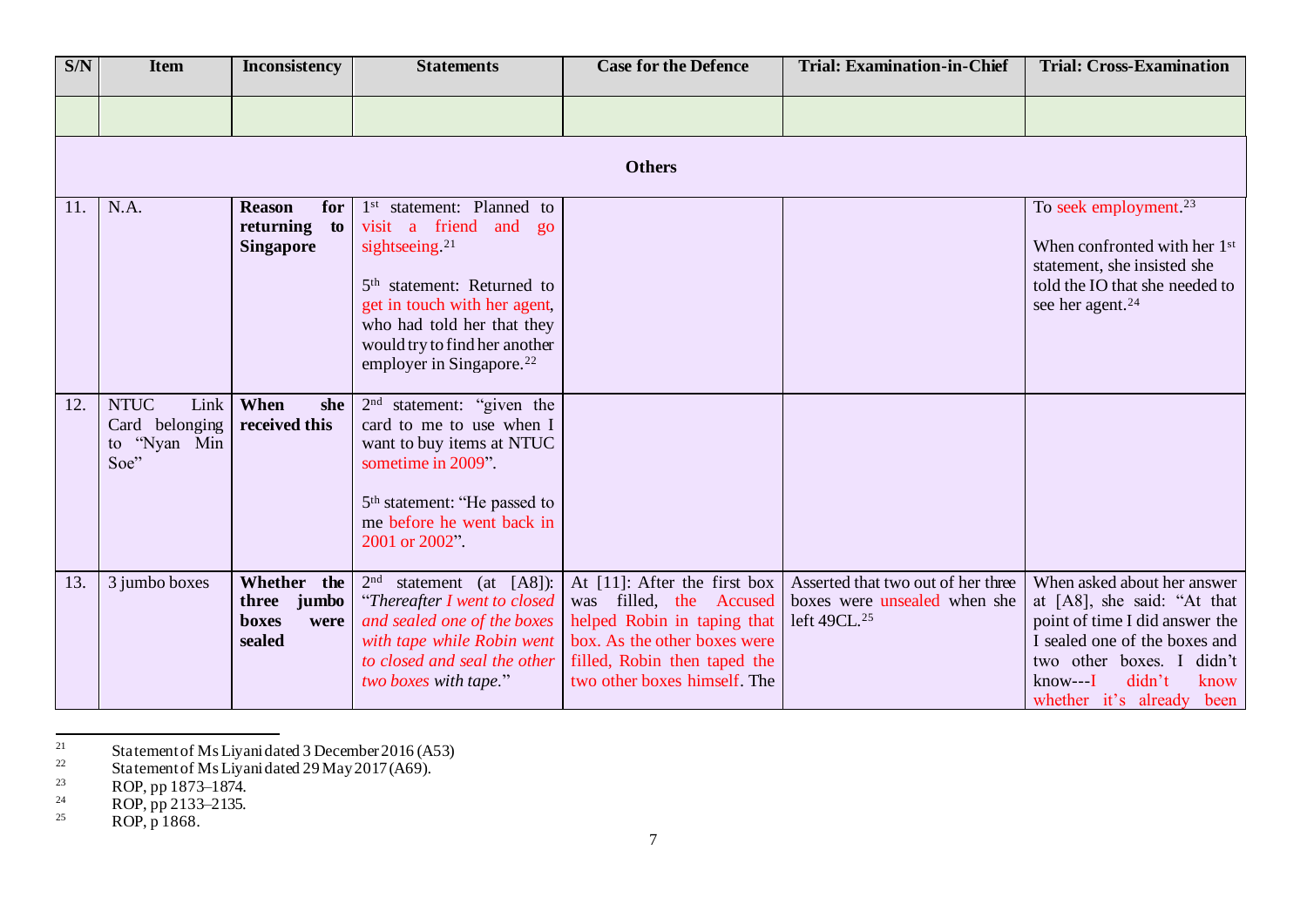| S/N | Item | Inconsistency | Statements | Case for the Defence | Trial: Examination-in-Chief | Trial: Cross-Examination |
|---|---|---|---|---|---|---|
| | | | | | | |
| **Others** | | | | | | |
| 11. | N.A. | **Reason for returning to Singapore** | 1st statement: Planned to visit a friend and go sightseeing.[21]<br><br>5th statement: Returned to get in touch with her agent, who had told her that they would try to find her another employer in Singapore.[22] | | | To seek employment.[23]<br><br>When confronted with her 1st statement, she insisted she told the IO that she needed to see her agent.[24] |
| 12. | NTUC Link Card belonging to "Nyan Min Soe" | **When she received this** | 2nd statement: "given the card to me to use when I want to buy items at NTUC sometime in 2009".<br><br>5th statement: "He passed to me before he went back in 2001 or 2002". | | | |
| 13. | 3 jumbo boxes | **Whether the three jumbo boxes were sealed** | 2nd statement (at [A8]): "*Thereafter I went to closed and sealed one of the boxes with tape while Robin went to closed and seal the other two boxes with tape.*" | At [11]: After the first box was filled, the Accused helped Robin in taping that box. As the other boxes were filled, Robin then taped the two other boxes himself. The | Asserted that two out of her three boxes were unsealed when she left 49CL.[25] | When asked about her answer at [A8], she said: "At that point of time I did answer the I sealed one of the boxes and two other boxes. I didn't know---I didn't know whether it's already been |

[21] Statement of Ms Liyani dated 3 December 2016 (A53)

[22] Statement of Ms Liyani dated 29 May 2017 (A69).

[23] ROP, pp 1873–1874.

[24] ROP, pp 2133–2135.

[25] ROP, p 1868.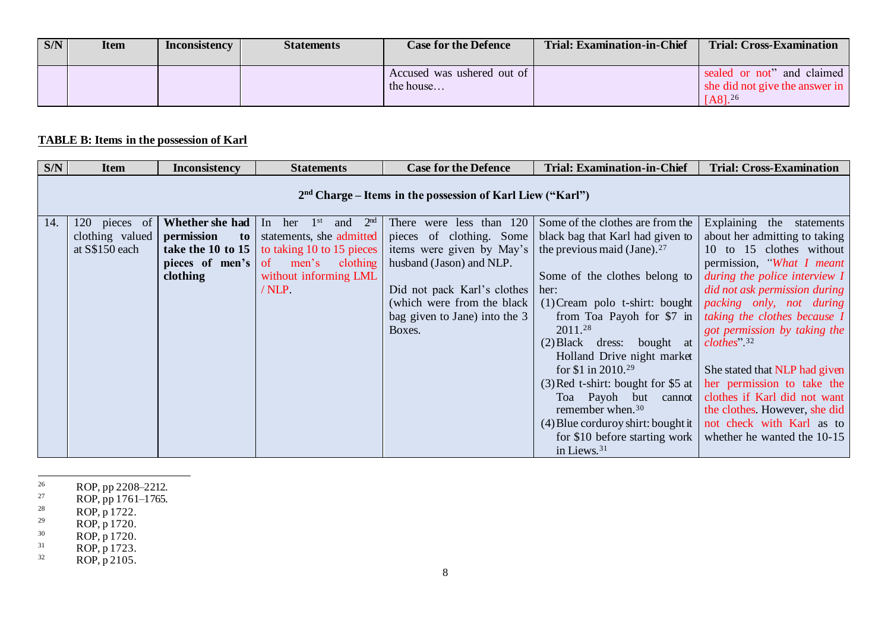| S/N | Item | Inconsistency | Statements | Case for the Defence | Trial: Examination-in-Chief | Trial: Cross-Examination |
|---|---|---|---|---|---|---|
| | | | | Accused was ushered out of the house… | | sealed or not" and claimed she did not give the answer in [A8].[26] |

**TABLE B: Items in the possession of Karl**

| S/N | Item | Inconsistency | Statements | Case for the Defence | Trial: Examination-in-Chief | Trial: Cross-Examination |
|---|---|---|---|---|---|---|
| 2nd Charge – Items in the possession of Karl Liew ("Karl") | | | | | | |
| 14. | 120 pieces of clothing valued at S$150 each | **Whether she had permission to take the 10 to 15 pieces of men's clothing** | In her 1st and 2nd statements, she admitted to taking 10 to 15 pieces of men's clothing without informing LML / NLP. | There were less than 120 pieces of clothing. Some items were given by May's husband (Jason) and NLP.<br><br>Did not pack Karl's clothes (which were from the black bag given to Jane) into the 3 Boxes. | Some of the clothes are from the black bag that Karl had given to the previous maid (Jane).[27]<br><br>Some of the clothes belong to her:<br>(1) Cream polo t-shirt: bought from Toa Payoh for $7 in 2011.[28]<br>(2) Black dress: bought at Holland Drive night market for $1 in 2010.[29]<br>(3) Red t-shirt: bought for $5 at Toa Payoh but cannot remember when.[30]<br>(4) Blue corduroy shirt: bought it for $10 before starting work in Liews.[31] | Explaining the statements about her admitting to taking 10 to 15 clothes without permission, *"What I meant during the police interview I did not ask permission during packing only, not during taking the clothes because I got permission by taking the clothes"*.[32]<br><br>She stated that NLP had given her permission to take the clothes if Karl did not want the clothes. However, she did not check with Karl as to whether he wanted the 10-15 |

26 ROP, pp 2208–2212.
27 ROP, pp 1761–1765.
28 ROP, p 1722.
29 ROP, p 1720.
30 ROP, p 1720.
31 ROP, p 1723.
32 ROP, p 2105.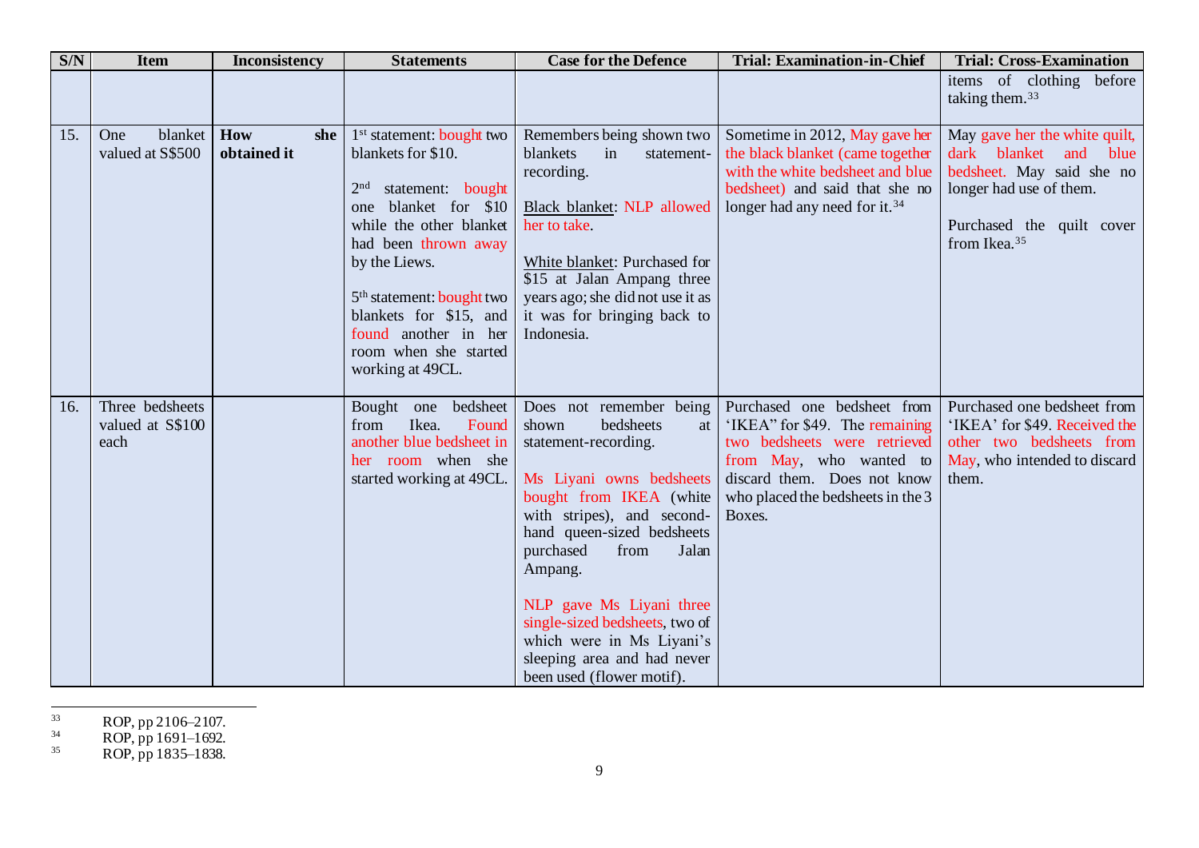| S/N | Item | Inconsistency | Statements | Case for the Defence | Trial: Examination-in-Chief | Trial: Cross-Examination |
|---|---|---|---|---|---|---|
| | | | | | | items of clothing before taking them.[33] |
| 15. | One blanket valued at S$500 | **How she obtained it** | 1st statement: bought two blankets for $10.<br><br>2nd statement: bought one blanket for $10 while the other blanket had been thrown away by the Liews.<br><br>5th statement: bought two blankets for $15, and found another in her room when she started working at 49CL. | Remembers being shown two blankets in statement-recording.<br><br>Black blanket: NLP allowed her to take.<br><br>White blanket: Purchased for $15 at Jalan Ampang three years ago; she did not use it as it was for bringing back to Indonesia. | Sometime in 2012, May gave her the black blanket (came together with the white bedsheet and blue bedsheet) and said that she no longer had any need for it.[34] | May gave her the white quilt, dark blanket and blue bedsheet. May said she no longer had use of them.<br><br>Purchased the quilt cover from Ikea.[35] |
| 16. | Three bedsheets valued at S$100 each | | Bought one bedsheet from Ikea. Found another blue bedsheet in her room when she started working at 49CL. | Does not remember being shown bedsheets at statement-recording.<br><br>Ms Liyani owns bedsheets bought from IKEA (white with stripes), and second-hand queen-sized bedsheets purchased from Jalan Ampang.<br><br>NLP gave Ms Liyani three single-sized bedsheets, two of which were in Ms Liyani's sleeping area and had never been used (flower motif). | Purchased one bedsheet from 'IKEA" for $49. The remaining two bedsheets were retrieved from May, who wanted to discard them. Does not know who placed the bedsheets in the 3 Boxes. | Purchased one bedsheet from 'IKEA' for $49. Received the other two bedsheets from May, who intended to discard them. |

[33] ROP, pp 2106–2107.
[34] ROP, pp 1691–1692.
[35] ROP, pp 1835–1838.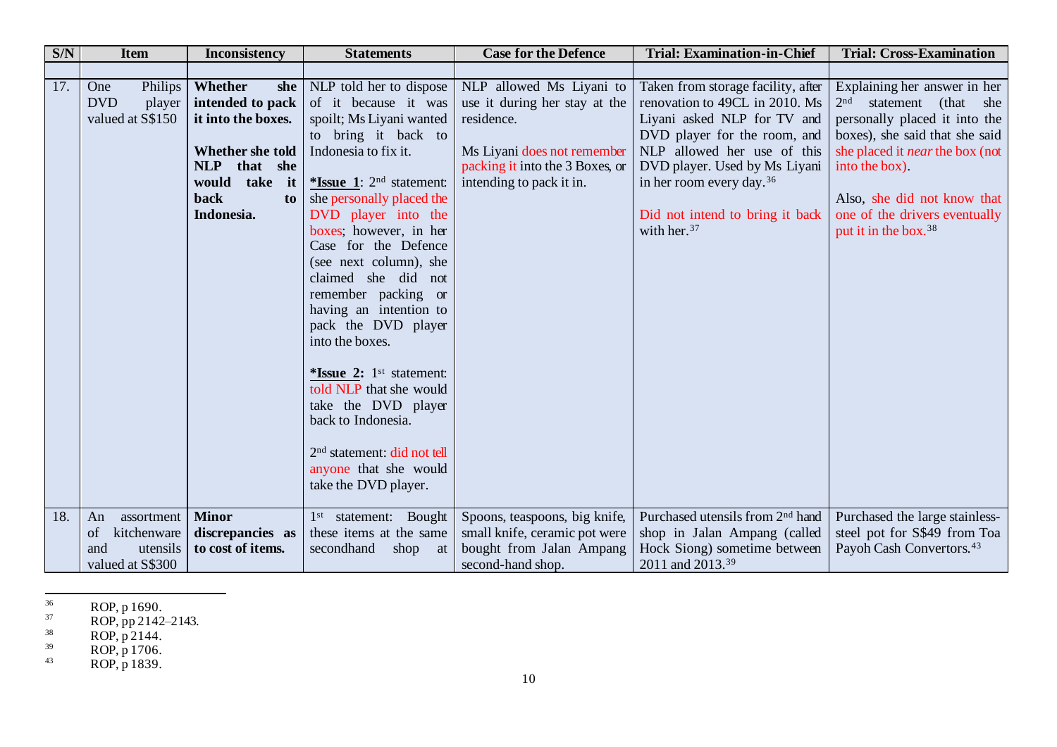| S/N | Item | Inconsistency | Statements | Case for the Defence | Trial: Examination-in-Chief | Trial: Cross-Examination |
|---|---|---|---|---|---|---|
| | | | | | | |
| 17. | One Philips DVD player valued at S$150 | **Whether she intended to pack it into the boxes.**<br><br>**Whether she told NLP that she would take it back to Indonesia.** | NLP told her to dispose of it because it was spoilt; Ms Liyani wanted to bring it back to Indonesia to fix it.<br><br>***Issue 1**: 2nd statement: she personally placed the DVD player into the boxes; however, in her Case for the Defence (see next column), she claimed she did not remember packing or having an intention to pack the DVD player into the boxes.<br><br>***Issue 2:** 1st statement: told NLP that she would take the DVD player back to Indonesia.<br><br>2nd statement: did not tell anyone that she would take the DVD player. | NLP allowed Ms Liyani to use it during her stay at the residence.<br><br>Ms Liyani does not remember packing it into the 3 Boxes, or intending to pack it in. | Taken from storage facility, after renovation to 49CL in 2010. Ms Liyani asked NLP for TV and DVD player for the room, and NLP allowed her use of this DVD player. Used by Ms Liyani in her room every day.[36]<br><br>Did not intend to bring it back with her.[37] | Explaining her answer in her 2nd statement (that she personally placed it into the boxes), she said that she said she placed it *near* the box (not into the box).<br><br>Also, she did not know that one of the drivers eventually put it in the box.[38] |
| 18. | An assortment of kitchenware and utensils valued at S$300 | **Minor discrepancies as to cost of items.** | 1st statement: Bought these items at the same secondhand shop at | Spoons, teaspoons, big knife, small knife, ceramic pot were bought from Jalan Ampang second-hand shop. | Purchased utensils from 2nd hand shop in Jalan Ampang (called Hock Siong) sometime between 2011 and 2013.[39] | Purchased the large stainless-steel pot for S$49 from Toa Payoh Cash Convertors.[43] |

[36] ROP, p 1690.
[37] ROP, pp 2142–2143.
[38] ROP, p 2144.
[39] ROP, p 1706.
[43] ROP, p 1839.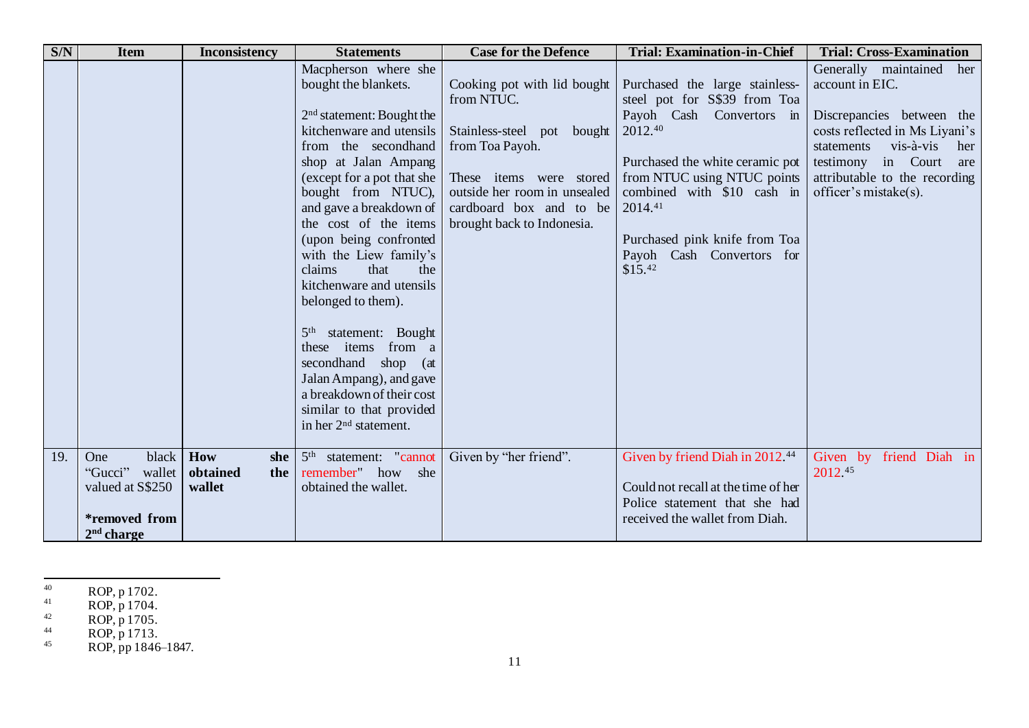| S/N | Item | Inconsistency | Statements | Case for the Defence | Trial: Examination-in-Chief | Trial: Cross-Examination |
|---|---|---|---|---|---|---|
| | | | Macpherson where she bought the blankets.<br><br>2nd statement: Bought the kitchenware and utensils from the secondhand shop at Jalan Ampang (except for a pot that she bought from NTUC), and gave a breakdown of the cost of the items (upon being confronted with the Liew family's claims that the kitchenware and utensils belonged to them).<br><br>5th statement: Bought these items from a secondhand shop (at Jalan Ampang), and gave a breakdown of their cost similar to that provided in her 2nd statement. | Cooking pot with lid bought from NTUC.<br><br>Stainless-steel pot bought from Toa Payoh.<br><br>These items were stored outside her room in unsealed cardboard box and to be brought back to Indonesia. | Purchased the large stainless-steel pot for S$39 from Toa Payoh Cash Convertors in 2012.[40]<br><br>Purchased the white ceramic pot from NTUC using NTUC points combined with $10 cash in 2014.[41]<br><br>Purchased pink knife from Toa Payoh Cash Convertors for $15.[42] | Generally maintained her account in EIC.<br><br>Discrepancies between the costs reflected in Ms Liyani's statements vis-à-vis her testimony in Court are attributable to the recording officer's mistake(s). |
| 19. | One black "Gucci" wallet valued at S$250<br><br>**\*removed from 2nd charge** | **How she obtained the wallet** | 5th statement: "cannot remember" how she obtained the wallet. | Given by "her friend". | Given by friend Diah in 2012.[44]<br><br>Could not recall at the time of her Police statement that she had received the wallet from Diah. | Given by friend Diah in 2012.[45] |

---

[40] ROP, p 1702.

[41] ROP, p 1704.

[42] ROP, p 1705.

[44] ROP, p 1713.

[45] ROP, pp 1846–1847.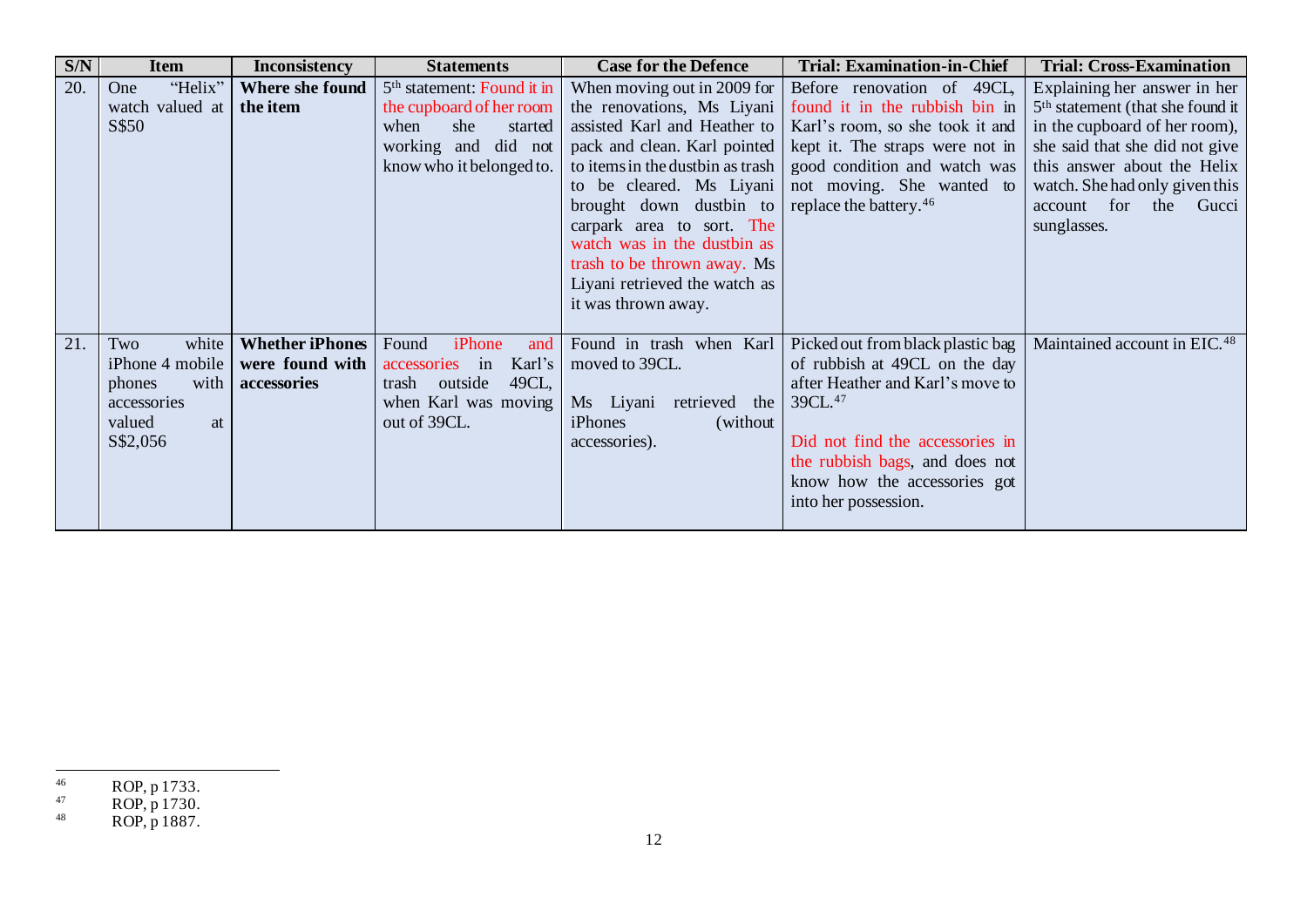| S/N | Item | Inconsistency | Statements | Case for the Defence | Trial: Examination-in-Chief | Trial: Cross-Examination |
|---|---|---|---|---|---|---|
| 20. | One "Helix" watch valued at S$50 | **Where she found the item** | 5th statement: Found it in the cupboard of her room when she started working and did not know who it belonged to. | When moving out in 2009 for the renovations, Ms Liyani assisted Karl and Heather to pack and clean. Karl pointed to items in the dustbin as trash to be cleared. Ms Liyani brought down dustbin to carpark area to sort. The watch was in the dustbin as trash to be thrown away. Ms Liyani retrieved the watch as it was thrown away. | Before renovation of 49CL, found it in the rubbish bin in Karl's room, so she took it and kept it. The straps were not in good condition and watch was not moving. She wanted to replace the battery.[46] | Explaining her answer in her 5th statement (that she found it in the cupboard of her room), she said that she did not give this answer about the Helix watch. She had only given this account for the Gucci sunglasses. |
| 21. | Two white iPhone 4 mobile phones with accessories valued at S$2,056 | **Whether iPhones were found with accessories** | Found iPhone and accessories in Karl's trash outside 49CL, when Karl was moving out of 39CL. | Found in trash when Karl moved to 39CL.<br><br>Ms Liyani retrieved the iPhones (without accessories). | Picked out from black plastic bag of rubbish at 49CL on the day after Heather and Karl's move to 39CL.[47]<br><br>Did not find the accessories in the rubbish bags, and does not know how the accessories got into her possession. | Maintained account in EIC.[48] |

[46] ROP, p 1733.

[47] ROP, p 1730.

[48] ROP, p 1887.